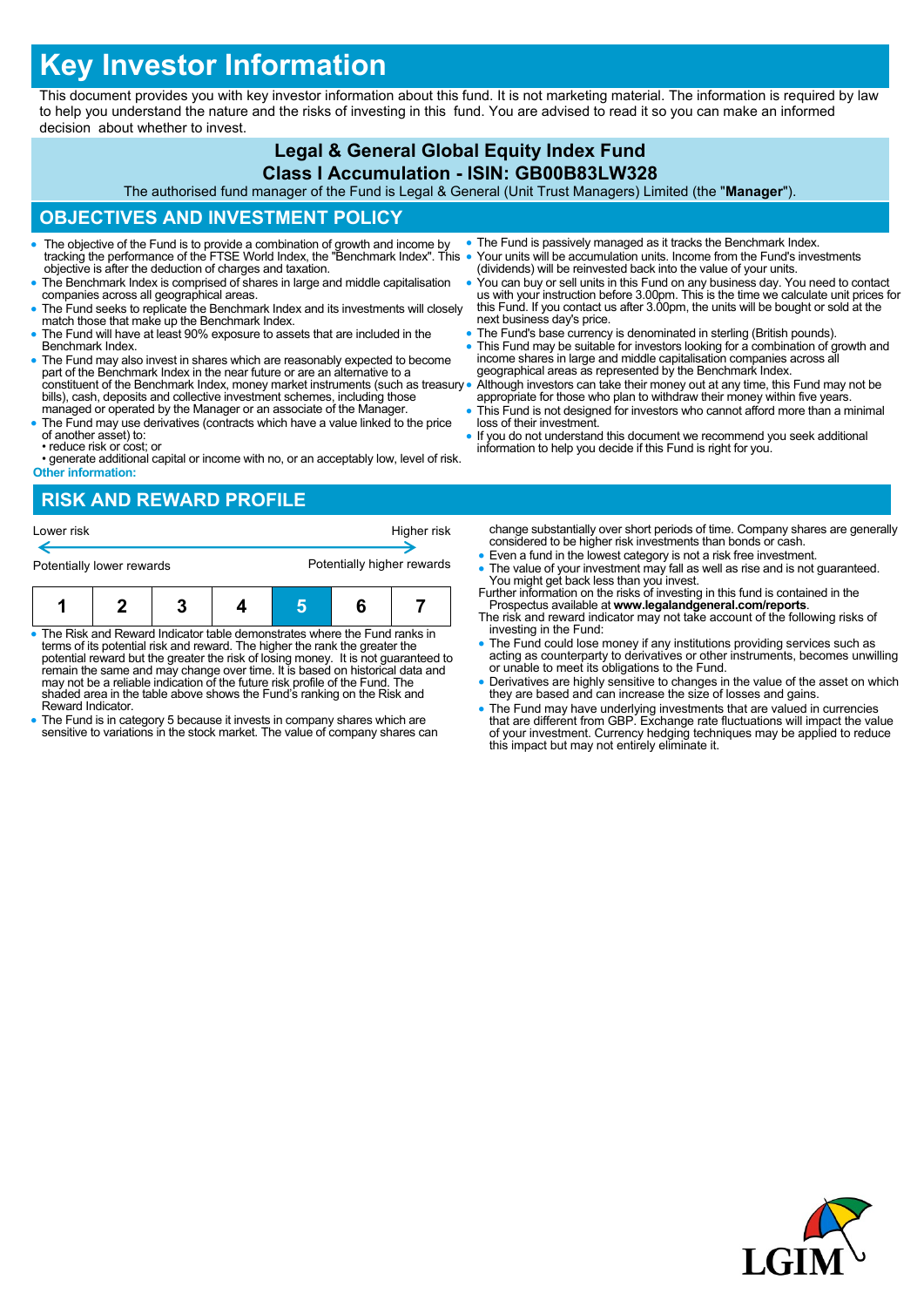# Key Investor Information

This document provides you with key investor information about this fund. It is not marketing material. The information is required by law to help you understand the nature and the risks of investing in this fund. You are advised to read it so you can make an informed decision about whether to invest.

**Legal & General Global Equity Index Fund**

**Class I Accumulation - ISIN: GB00B83LW328**

The authorised fund manager of the Fund is Legal & General (Unit Trust Managers) Limited (the "**Manager**").

## OBJECTIVES AND INVESTMENT POLICY

- The objective of the Fund is to provide a combination of growth and income by tracking the performance of the FTSE World Index, the "Benchmark Index". This objective is after the deduction of charges and taxation.
- The Benchmark Index is comprised of shares in large and middle capitalisation companies across all geographical areas.
- The Fund seeks to replicate the Benchmark Index and its investments will closely match those that make up the Benchmark Index.
- The Fund will have at least 90% exposure to assets that are included in the Benchmark Index.
- The Fund may also invest in shares which are reasonably expected to become part of the Benchmark Index in the near future or are an alternative to a constituent of the Benchmark Index, money market instruments (such as treasury bills), cash, deposits and collective investment schemes, including those managed or operated by the Manager or an associate of the Manager.
- The Fund may use derivatives (contracts which have a value linked to the price of another asset) to:
  • reduce risk or cost; or
  • generate additional capital or income with no, or an acceptably low, level of risk.

**Other information:**

- The Fund is passively managed as it tracks the Benchmark Index.
- Your units will be accumulation units. Income from the Fund's investments (dividends) will be reinvested back into the value of your units.
- You can buy or sell units in this Fund on any business day. You need to contact us with your instruction before 3.00pm. This is the time we calculate unit prices for this Fund. If you contact us after 3.00pm, the units will be bought or sold at the next business day's price.
- The Fund's base currency is denominated in sterling (British pounds).
- This Fund may be suitable for investors looking for a combination of growth and income shares in large and middle capitalisation companies across all geographical areas as represented by the Benchmark Index.
- Although investors can take their money out at any time, this Fund may not be appropriate for those who plan to withdraw their money within five years.
- This Fund is not designed for investors who cannot afford more than a minimal loss of their investment.
- If you do not understand this document we recommend you seek additional information to help you decide if this Fund is right for you.

## RISK AND REWARD PROFILE

Lower risk ← → Higher risk

Potentially lower rewards ← → Potentially higher rewards

| 1 | 2 | 3 | 4 | **5** | 6 | 7 |
|---|---|---|---|---|---|---|

- The Risk and Reward Indicator table demonstrates where the Fund ranks in terms of its potential risk and reward. The higher the rank the greater the potential reward but the greater the risk of losing money. It is not guaranteed to remain the same and may change over time. It is based on historical data and may not be a reliable indication of the future risk profile of the Fund. The shaded area in the table above shows the Fund's ranking on the Risk and Reward Indicator.
- The Fund is in category 5 because it invests in company shares which are sensitive to variations in the stock market. The value of company shares can change substantially over short periods of time. Company shares are generally considered to be higher risk investments than bonds or cash.
- Even a fund in the lowest category is not a risk free investment.
- The value of your investment may fall as well as rise and is not guaranteed. You might get back less than you invest.

Further information on the risks of investing in this fund is contained in the Prospectus available at **www.legalandgeneral.com/reports**.

The risk and reward indicator may not take account of the following risks of investing in the Fund:

- The Fund could lose money if any institutions providing services such as acting as counterparty to derivatives or other instruments, becomes unwilling or unable to meet its obligations to the Fund.
- Derivatives are highly sensitive to changes in the value of the asset on which they are based and can increase the size of losses and gains.
- The Fund may have underlying investments that are valued in currencies that are different from GBP. Exchange rate fluctuations will impact the value of your investment. Currency hedging techniques may be applied to reduce this impact but may not entirely eliminate it.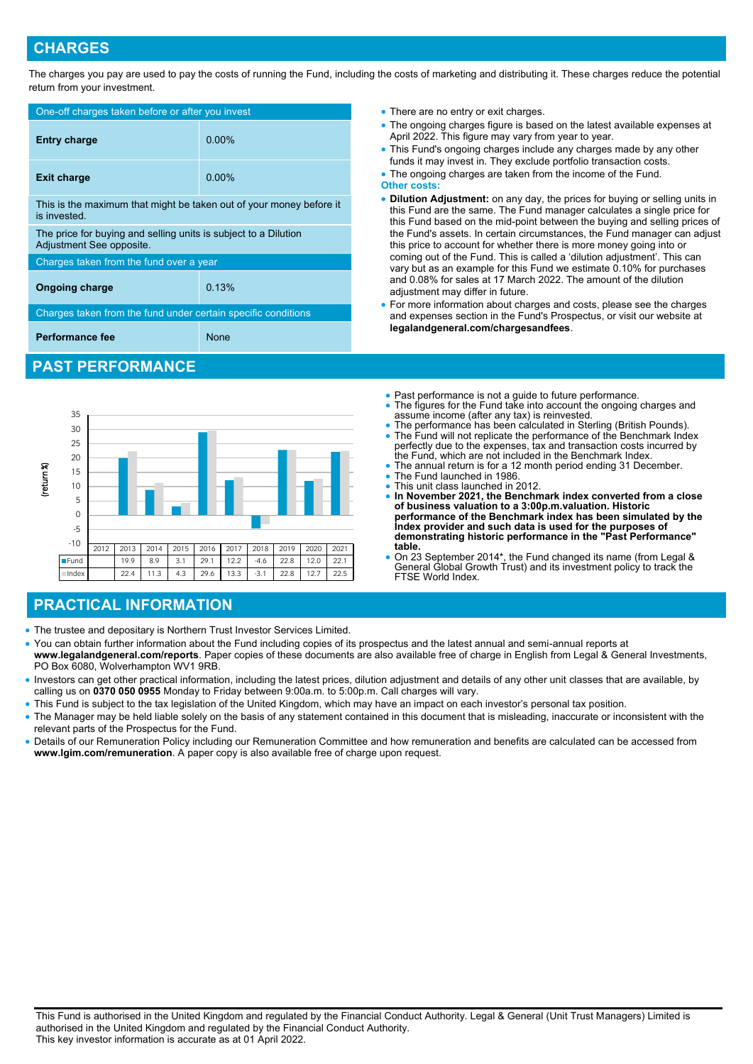## CHARGES

The charges you pay are used to pay the costs of running the Fund, including the costs of marketing and distributing it. These charges reduce the potential return from your investment.

| One-off charges taken before or after you invest | |
|---|---|
| **Entry charge** | 0.00% |
| **Exit charge** | 0.00% |
| This is the maximum that might be taken out of your money before it is invested. | |
| The price for buying and selling units is subject to a Dilution Adjustment See opposite. | |
| Charges taken from the fund over a year | |
| **Ongoing charge** | 0.13% |
| Charges taken from the fund under certain specific conditions | |
| **Performance fee** | None |

- There are no entry or exit charges.
- The ongoing charges figure is based on the latest available expenses at April 2022. This figure may vary from year to year.
- This Fund's ongoing charges include any charges made by any other funds it may invest in. They exclude portfolio transaction costs.
- The ongoing charges are taken from the income of the Fund.

**Other costs:**

- **Dilution Adjustment:** on any day, the prices for buying or selling units in this Fund are the same. The Fund manager calculates a single price for this Fund based on the mid-point between the buying and selling prices of the Fund's assets. In certain circumstances, the Fund manager can adjust this price to account for whether there is more money going into or coming out of the Fund. This is called a 'dilution adjustment'. This can vary but as an example for this Fund we estimate 0.10% for purchases and 0.08% for sales at 17 March 2022. The amount of the dilution adjustment may differ in future.
- For more information about charges and costs, please see the charges and expenses section in the Fund's Prospectus, or visit our website at **legalandgeneral.com/chargesandfees**.

## PAST PERFORMANCE

(return %)

35
30
25
20
15
10
5
0
-5
-10

2012 2013 2014 2015 2016 2017 2018 2019 2020 2021

Fund: 19.9 8.9 3.1 29.1 12.2 -4.6 22.8 12.0 22.1

Index: 22.4 11.3 4.3 29.6 13.3 -3.1 22.8 12.7 22.5

- Past performance is not a guide to future performance.
- The figures for the Fund take into account the ongoing charges and assume income (after any tax) is reinvested.
- The performance has been calculated in Sterling (British Pounds).
- The Fund will not replicate the performance of the Benchmark Index perfectly due to the expenses, tax and transaction costs incurred by the Fund, which are not included in the Benchmark Index.
- The annual return is for a 12 month period ending 31 December.
- The Fund launched in 1986.
- This unit class launched in 2012.
- **In November 2021, the Benchmark index converted from a close of business valuation to a 3:00p.m.valuation. Historic performance of the Benchmark index has been simulated by the Index provider and such data is used for the purposes of demonstrating historic performance in the "Past Performance" table.**
- On 23 September 2014*, the Fund changed its name (from Legal & General Global Growth Trust) and its investment policy to track the FTSE World Index.

## PRACTICAL INFORMATION

- The trustee and depositary is Northern Trust Investor Services Limited.
- You can obtain further information about the Fund including copies of its prospectus and the latest annual and semi-annual reports at **www.legalandgeneral.com/reports**. Paper copies of these documents are also available free of charge in English from Legal & General Investments, PO Box 6080, Wolverhampton WV1 9RB.
- Investors can get other practical information, including the latest prices, dilution adjustment and details of any other unit classes that are available, by calling us on **0370 050 0955** Monday to Friday between 9:00a.m. to 5:00p.m. Call charges will vary.
- This Fund is subject to the tax legislation of the United Kingdom, which may have an impact on each investor's personal tax position.
- The Manager may be held liable solely on the basis of any statement contained in this document that is misleading, inaccurate or inconsistent with the relevant parts of the Prospectus for the Fund.
- Details of our Remuneration Policy including our Remuneration Committee and how remuneration and benefits are calculated can be accessed from **www.lgim.com/remuneration**. A paper copy is also available free of charge upon request.

This Fund is authorised in the United Kingdom and regulated by the Financial Conduct Authority. Legal & General (Unit Trust Managers) Limited is authorised in the United Kingdom and regulated by the Financial Conduct Authority.
This key investor information is accurate as at 01 April 2022.